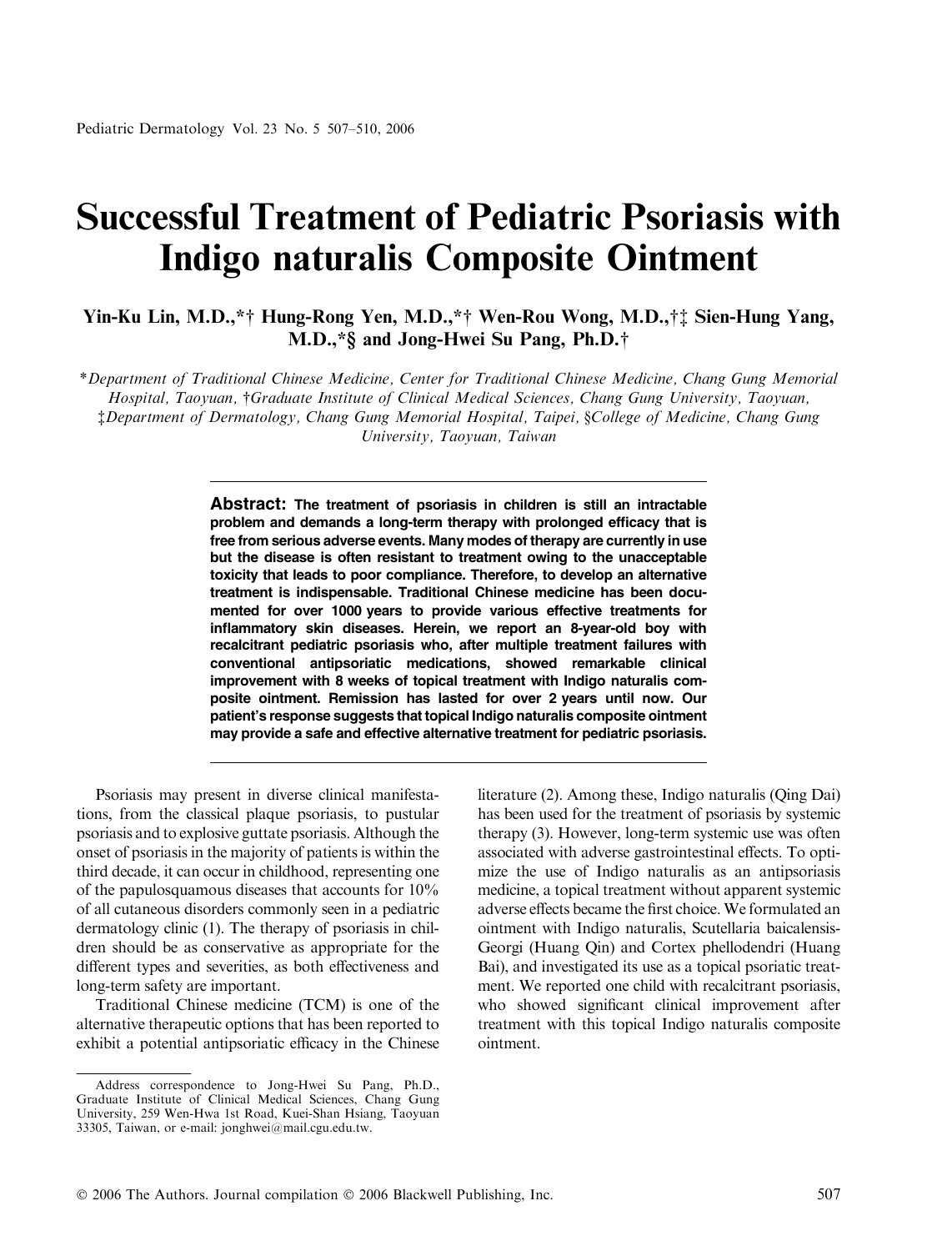# Successful Treatment of Pediatric Psoriasis with Indigo naturalis Composite Ointment

**Yin-Ku Lin, M.D.,*† Hung-Rong Yen, M.D.,*† Wen-Rou Wong, M.D.,†‡ Sien-Hung Yang, M.D.,*§ and Jong-Hwei Su Pang, Ph.D.†**

*\*Department of Traditional Chinese Medicine, Center for Traditional Chinese Medicine, Chang Gung Memorial Hospital, Taoyuan, †Graduate Institute of Clinical Medical Sciences, Chang Gung University, Taoyuan, ‡Department of Dermatology, Chang Gung Memorial Hospital, Taipei, §College of Medicine, Chang Gung University, Taoyuan, Taiwan*

**Abstract: The treatment of psoriasis in children is still an intractable problem and demands a long-term therapy with prolonged efficacy that is free from serious adverse events. Many modes of therapy are currently in use but the disease is often resistant to treatment owing to the unacceptable toxicity that leads to poor compliance. Therefore, to develop an alternative treatment is indispensable. Traditional Chinese medicine has been documented for over 1000 years to provide various effective treatments for inflammatory skin diseases. Herein, we report an 8-year-old boy with recalcitrant pediatric psoriasis who, after multiple treatment failures with conventional antipsoriatic medications, showed remarkable clinical improvement with 8 weeks of topical treatment with Indigo naturalis composite ointment. Remission has lasted for over 2 years until now. Our patient's response suggests that topical Indigo naturalis composite ointment may provide a safe and effective alternative treatment for pediatric psoriasis.**

Psoriasis may present in diverse clinical manifestations, from the classical plaque psoriasis, to pustular psoriasis and to explosive guttate psoriasis. Although the onset of psoriasis in the majority of patients is within the third decade, it can occur in childhood, representing one of the papulosquamous diseases that accounts for 10% of all cutaneous disorders commonly seen in a pediatric dermatology clinic (1). The therapy of psoriasis in children should be as conservative as appropriate for the different types and severities, as both effectiveness and long-term safety are important.

Traditional Chinese medicine (TCM) is one of the alternative therapeutic options that has been reported to exhibit a potential antipsoriatic efficacy in the Chinese literature (2). Among these, Indigo naturalis (Qing Dai) has been used for the treatment of psoriasis by systemic therapy (3). However, long-term systemic use was often associated with adverse gastrointestinal effects. To optimize the use of Indigo naturalis as an antipsoriasis medicine, a topical treatment without apparent systemic adverse effects became the first choice. We formulated an ointment with Indigo naturalis, Scutellaria baicalensis-Georgi (Huang Qin) and Cortex phellodendri (Huang Bai), and investigated its use as a topical psoriatic treatment. We reported one child with recalcitrant psoriasis, who showed significant clinical improvement after treatment with this topical Indigo naturalis composite ointment.

Address correspondence to Jong-Hwei Su Pang, Ph.D., Graduate Institute of Clinical Medical Sciences, Chang Gung University, 259 Wen-Hwa 1st Road, Kuei-Shan Hsiang, Taoyuan 33305, Taiwan, or e-mail: jonghwei@mail.cgu.edu.tw.

© 2006 The Authors. Journal compilation © 2006 Blackwell Publishing, Inc.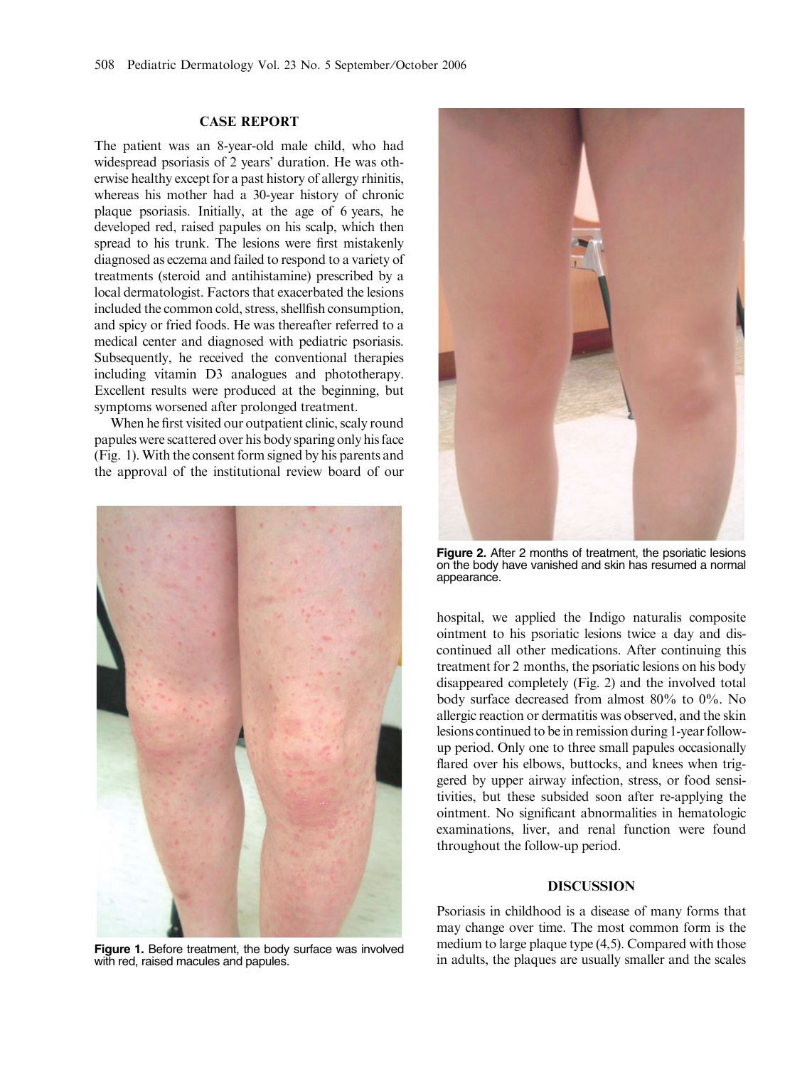## CASE REPORT

The patient was an 8-year-old male child, who had widespread psoriasis of 2 years' duration. He was otherwise healthy except for a past history of allergy rhinitis, whereas his mother had a 30-year history of chronic plaque psoriasis. Initially, at the age of 6 years, he developed red, raised papules on his scalp, which then spread to his trunk. The lesions were first mistakenly diagnosed as eczema and failed to respond to a variety of treatments (steroid and antihistamine) prescribed by a local dermatologist. Factors that exacerbated the lesions included the common cold, stress, shellfish consumption, and spicy or fried foods. He was thereafter referred to a medical center and diagnosed with pediatric psoriasis. Subsequently, he received the conventional therapies including vitamin D3 analogues and phototherapy. Excellent results were produced at the beginning, but symptoms worsened after prolonged treatment.

When he first visited our outpatient clinic, scaly round papules were scattered over his body sparing only his face (Fig. 1). With the consent form signed by his parents and the approval of the institutional review board of our hospital, we applied the Indigo naturalis composite ointment to his psoriatic lesions twice a day and discontinued all other medications. After continuing this treatment for 2 months, the psoriatic lesions on his body disappeared completely (Fig. 2) and the involved total body surface decreased from almost 80% to 0%. No allergic reaction or dermatitis was observed, and the skin lesions continued to be in remission during 1-year follow-up period. Only one to three small papules occasionally flared over his elbows, buttocks, and knees when triggered by upper airway infection, stress, or food sensitivities, but these subsided soon after re-applying the ointment. No significant abnormalities in hematologic examinations, liver, and renal function were found throughout the follow-up period.

**Figure 1.** Before treatment, the body surface was involved with red, raised macules and papules.

**Figure 2.** After 2 months of treatment, the psoriatic lesions on the body have vanished and skin has resumed a normal appearance.

## DISCUSSION

Psoriasis in childhood is a disease of many forms that may change over time. The most common form is the medium to large plaque type (4,5). Compared with those in adults, the plaques are usually smaller and the scales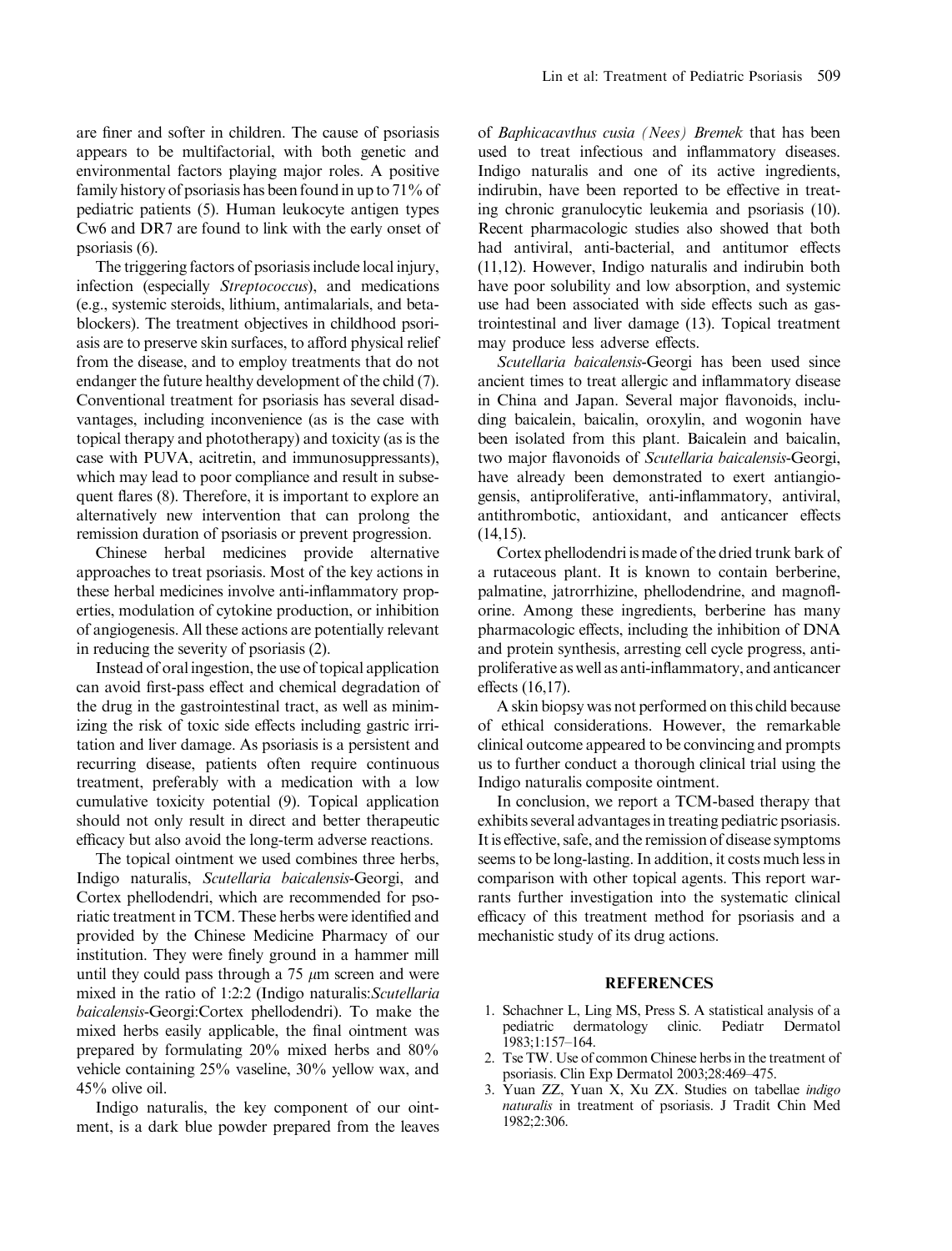are finer and softer in children. The cause of psoriasis appears to be multifactorial, with both genetic and environmental factors playing major roles. A positive family history of psoriasis has been found in up to 71% of pediatric patients (5). Human leukocyte antigen types Cw6 and DR7 are found to link with the early onset of psoriasis (6).

The triggering factors of psoriasis include local injury, infection (especially *Streptococcus*), and medications (e.g., systemic steroids, lithium, antimalarials, and beta-blockers). The treatment objectives in childhood psoriasis are to preserve skin surfaces, to afford physical relief from the disease, and to employ treatments that do not endanger the future healthy development of the child (7). Conventional treatment for psoriasis has several disadvantages, including inconvenience (as is the case with topical therapy and phototherapy) and toxicity (as is the case with PUVA, acitretin, and immunosuppressants), which may lead to poor compliance and result in subsequent flares (8). Therefore, it is important to explore an alternatively new intervention that can prolong the remission duration of psoriasis or prevent progression.

Chinese herbal medicines provide alternative approaches to treat psoriasis. Most of the key actions in these herbal medicines involve anti-inflammatory properties, modulation of cytokine production, or inhibition of angiogenesis. All these actions are potentially relevant in reducing the severity of psoriasis (2).

Instead of oral ingestion, the use of topical application can avoid first-pass effect and chemical degradation of the drug in the gastrointestinal tract, as well as minimizing the risk of toxic side effects including gastric irritation and liver damage. As psoriasis is a persistent and recurring disease, patients often require continuous treatment, preferably with a medication with a low cumulative toxicity potential (9). Topical application should not only result in direct and better therapeutic efficacy but also avoid the long-term adverse reactions.

The topical ointment we used combines three herbs, Indigo naturalis, *Scutellaria baicalensis*-Georgi, and Cortex phellodendri, which are recommended for psoriatic treatment in TCM. These herbs were identified and provided by the Chinese Medicine Pharmacy of our institution. They were finely ground in a hammer mill until they could pass through a 75 $\mu$m screen and were mixed in the ratio of 1:2:2 (Indigo naturalis:*Scutellaria baicalensis*-Georgi:Cortex phellodendri). To make the mixed herbs easily applicable, the final ointment was prepared by formulating 20% mixed herbs and 80% vehicle containing 25% vaseline, 30% yellow wax, and 45% olive oil.

Indigo naturalis, the key component of our ointment, is a dark blue powder prepared from the leaves of *Baphicacavthus cusia (Nees) Bremek* that has been used to treat infectious and inflammatory diseases. Indigo naturalis and one of its active ingredients, indirubin, have been reported to be effective in treating chronic granulocytic leukemia and psoriasis (10). Recent pharmacologic studies also showed that both had antiviral, anti-bacterial, and antitumor effects (11,12). However, Indigo naturalis and indirubin both have poor solubility and low absorption, and systemic use had been associated with side effects such as gastrointestinal and liver damage (13). Topical treatment may produce less adverse effects.

*Scutellaria baicalensis*-Georgi has been used since ancient times to treat allergic and inflammatory disease in China and Japan. Several major flavonoids, including baicalein, baicalin, oroxylin, and wogonin have been isolated from this plant. Baicalein and baicalin, two major flavonoids of *Scutellaria baicalensis*-Georgi, have already been demonstrated to exert antiangiogensis, antiproliferative, anti-inflammatory, antiviral, antithrombotic, antioxidant, and anticancer effects (14,15).

Cortex phellodendri is made of the dried trunk bark of a rutaceous plant. It is known to contain berberine, palmatine, jatrorrhizine, phellodendrine, and magnoflorine. Among these ingredients, berberine has many pharmacologic effects, including the inhibition of DNA and protein synthesis, arresting cell cycle progress, antiproliferative as well as anti-inflammatory, and anticancer effects (16,17).

A skin biopsy was not performed on this child because of ethical considerations. However, the remarkable clinical outcome appeared to be convincing and prompts us to further conduct a thorough clinical trial using the Indigo naturalis composite ointment.

In conclusion, we report a TCM-based therapy that exhibits several advantages in treating pediatric psoriasis. It is effective, safe, and the remission of disease symptoms seems to be long-lasting. In addition, it costs much less in comparison with other topical agents. This report warrants further investigation into the systematic clinical efficacy of this treatment method for psoriasis and a mechanistic study of its drug actions.

## REFERENCES

1. Schachner L, Ling MS, Press S. A statistical analysis of a pediatric dermatology clinic. Pediatr Dermatol 1983;1:157–164.
2. Tse TW. Use of common Chinese herbs in the treatment of psoriasis. Clin Exp Dermatol 2003;28:469–475.
3. Yuan ZZ, Yuan X, Xu ZX. Studies on tabellae *indigo naturalis* in treatment of psoriasis. J Tradit Chin Med 1982;2:306.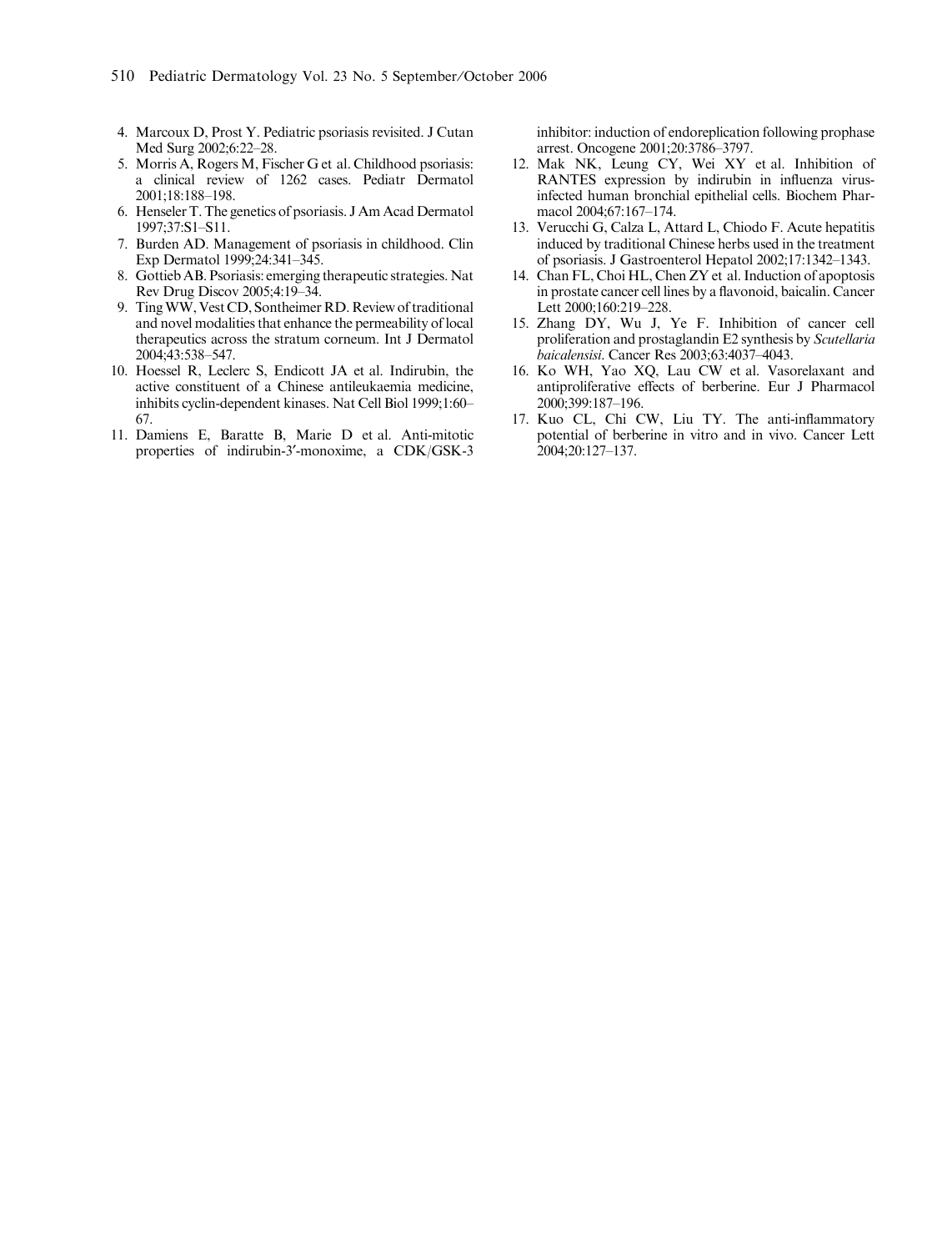4. Marcoux D, Prost Y. Pediatric psoriasis revisited. J Cutan Med Surg 2002;6:22–28.
5. Morris A, Rogers M, Fischer G et al. Childhood psoriasis: a clinical review of 1262 cases. Pediatr Dermatol 2001;18:188–198.
6. Henseler T. The genetics of psoriasis. J Am Acad Dermatol 1997;37:S1–S11.
7. Burden AD. Management of psoriasis in childhood. Clin Exp Dermatol 1999;24:341–345.
8. Gottieb AB. Psoriasis: emerging therapeutic strategies. Nat Rev Drug Discov 2005;4:19–34.
9. Ting WW, Vest CD, Sontheimer RD. Review of traditional and novel modalities that enhance the permeability of local therapeutics across the stratum corneum. Int J Dermatol 2004;43:538–547.
10. Hoessel R, Leclerc S, Endicott JA et al. Indirubin, the active constituent of a Chinese antileukaemia medicine, inhibits cyclin-dependent kinases. Nat Cell Biol 1999;1:60–67.
11. Damiens E, Baratte B, Marie D et al. Anti-mitotic properties of indirubin-3′-monoxime, a CDK/GSK-3 inhibitor: induction of endoreplication following prophase arrest. Oncogene 2001;20:3786–3797.
12. Mak NK, Leung CY, Wei XY et al. Inhibition of RANTES expression by indirubin in influenza virus-infected human bronchial epithelial cells. Biochem Pharmacol 2004;67:167–174.
13. Verucchi G, Calza L, Attard L, Chiodo F. Acute hepatitis induced by traditional Chinese herbs used in the treatment of psoriasis. J Gastroenterol Hepatol 2002;17:1342–1343.
14. Chan FL, Choi HL, Chen ZY et al. Induction of apoptosis in prostate cancer cell lines by a flavonoid, baicalin. Cancer Lett 2000;160:219–228.
15. Zhang DY, Wu J, Ye F. Inhibition of cancer cell proliferation and prostaglandin E2 synthesis by *Scutellaria baicalensisi*. Cancer Res 2003;63:4037–4043.
16. Ko WH, Yao XQ, Lau CW et al. Vasorelaxant and antiproliferative effects of berberine. Eur J Pharmacol 2000;399:187–196.
17. Kuo CL, Chi CW, Liu TY. The anti-inflammatory potential of berberine in vitro and in vivo. Cancer Lett 2004;20:127–137.